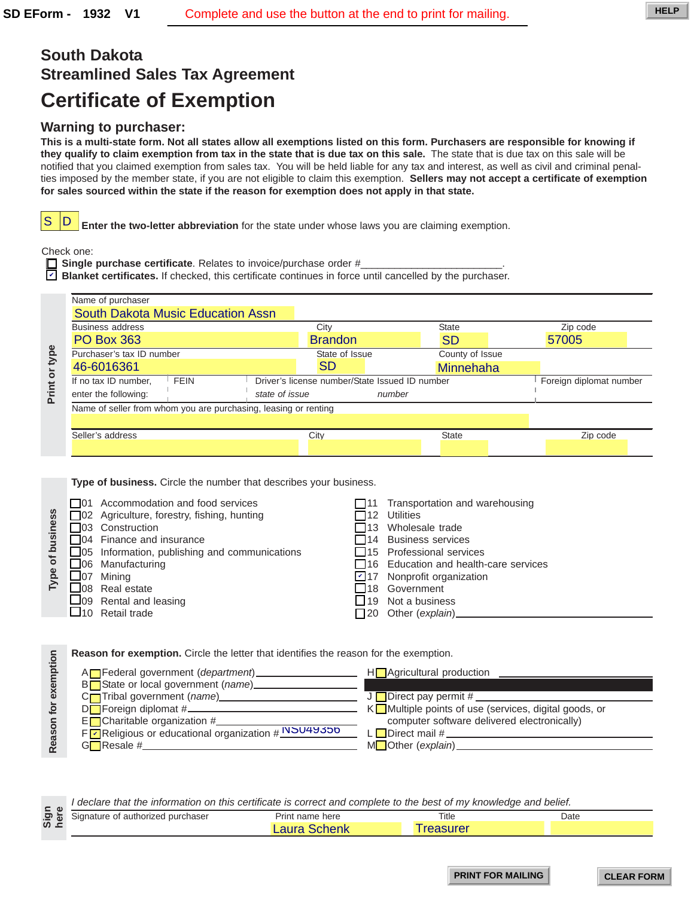SD EForm - 1932 V1 Complete and use the button at the end to print for mailing.

HELP

## South Dakota
## Streamlined Sales Tax Agreement

# Certificate of Exemption

### Warning to purchaser:

**This is a multi-state form. Not all states allow all exemptions listed on this form. Purchasers are responsible for knowing if they qualify to claim exemption from tax in the state that is due tax on this sale.** The state that is due tax on this sale will be notified that you claimed exemption from sales tax. You will be held liable for any tax and interest, as well as civil and criminal penalties imposed by the member state, if you are not eligible to claim this exemption. **Sellers may not accept a certificate of exemption for sales sourced within the state if the reason for exemption does not apply in that state.**

S D **Enter the two-letter abbreviation** for the state under whose laws you are claiming exemption.

Check one:

- ☐ **Single purchase certificate**. Relates to invoice/purchase order #________________________.
- ☑ **Blanket certificates.** If checked, this certificate continues in force until cancelled by the purchaser.

**Print or type**

Name of purchaser: South Dakota Music Education Assn

| Business address | City | State | Zip code |
|---|---|---|---|
| PO Box 363 | Brandon | SD | 57005 |

| Purchaser's tax ID number | State of Issue | County of Issue |
|---|---|---|
| 46-6016361 | SD | Minnehaha |

| If no tax ID number, enter the following: | FEIN | Driver's license number/State Issued ID number *state of issue* *number* | Foreign diplomat number |
|---|---|---|---|
| | | | |

Name of seller from whom you are purchasing, leasing or renting:

| Seller's address | City | State | Zip code |
|---|---|---|---|
| | | | |

**Type of business**

**Type of business.** Circle the number that describes your business.

- ☐ 01 Accommodation and food services
- ☐ 02 Agriculture, forestry, fishing, hunting
- ☐ 03 Construction
- ☐ 04 Finance and insurance
- ☐ 05 Information, publishing and communications
- ☐ 06 Manufacturing
- ☐ 07 Mining
- ☐ 08 Real estate
- ☐ 09 Rental and leasing
- ☐ 10 Retail trade
- ☐ 11 Transportation and warehousing
- ☐ 12 Utilities
- ☐ 13 Wholesale trade
- ☐ 14 Business services
- ☐ 15 Professional services
- ☐ 16 Education and health-care services
- ☑ 17 Nonprofit organization
- ☐ 18 Government
- ☐ 19 Not a business
- ☐ 20 Other (*explain*)________________

**Reason for exemption**

**Reason for exemption.** Circle the letter that identifies the reason for the exemption.

- A ☐ Federal government (*department*)________________
- B ☐ State or local government (*name*)________________
- C ☐ Tribal government (*name*)________________
- D ☐ Foreign diplomat #________________
- E ☐ Charitable organization #________________
- F ☑ Religious or educational organization # NS049356
- G ☐ Resale #________________
- H ☐ Agricultural production ________________
- J ☐ Direct pay permit #________________
- K ☐ Multiple points of use (services, digital goods, or computer software delivered electronically)
- L ☐ Direct mail #________________
- M ☐ Other (*explain*)________________

**Sign here**

*I declare that the information on this certificate is correct and complete to the best of my knowledge and belief.*

| Signature of authorized purchaser | Print name here | Title | Date |
|---|---|---|---|
| | Laura Schenk | Treasurer | |

PRINT FOR MAILING | CLEAR FORM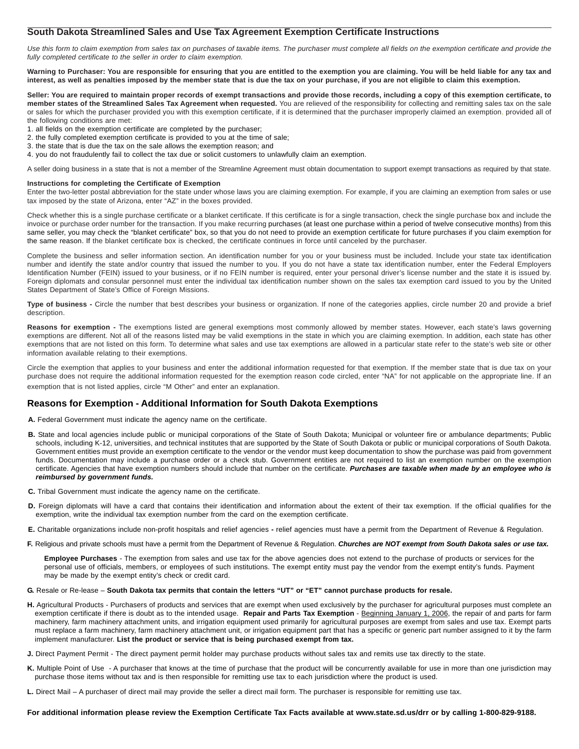## South Dakota Streamlined Sales and Use Tax Agreement Exemption Certificate Instructions

*Use this form to claim exemption from sales tax on purchases of taxable items. The purchaser must complete all fields on the exemption certificate and provide the fully completed certificate to the seller in order to claim exemption.*

**Warning to Purchaser: You are responsible for ensuring that you are entitled to the exemption you are claiming. You will be held liable for any tax and interest, as well as penalties imposed by the member state that is due the tax on your purchase, if you are not eligible to claim this exemption.**

**Seller: You are required to maintain proper records of exempt transactions and provide those records, including a copy of this exemption certificate, to member states of the Streamlined Sales Tax Agreement when requested.** You are relieved of the responsibility for collecting and remitting sales tax on the sale or sales for which the purchaser provided you with this exemption certificate, if it is determined that the purchaser improperly claimed an exemption, provided all of the following conditions are met:

1. all fields on the exemption certificate are completed by the purchaser;
2. the fully completed exemption certificate is provided to you at the time of sale;
3. the state that is due the tax on the sale allows the exemption reason; and
4. you do not fraudulently fail to collect the tax due or solicit customers to unlawfully claim an exemption.

A seller doing business in a state that is not a member of the Streamline Agreement must obtain documentation to support exempt transactions as required by that state.

**Instructions for completing the Certificate of Exemption**

Enter the two-letter postal abbreviation for the state under whose laws you are claiming exemption. For example, if you are claiming an exemption from sales or use tax imposed by the state of Arizona, enter "AZ" in the boxes provided.

Check whether this is a single purchase certificate or a blanket certificate. If this certificate is for a single transaction, check the single purchase box and include the invoice or purchase order number for the transaction. If you make recurring purchases (at least one purchase within a period of twelve consecutive months) from this same seller, you may check the "blanket certificate" box, so that you do not need to provide an exemption certificate for future purchases if you claim exemption for the same reason. If the blanket certificate box is checked, the certificate continues in force until canceled by the purchaser.

Complete the business and seller information section. An identification number for you or your business must be included. Include your state tax identification number and identify the state and/or country that issued the number to you. If you do not have a state tax identification number, enter the Federal Employers Identification Number (FEIN) issued to your business, or if no FEIN number is required, enter your personal driver's license number and the state it is issued by. Foreign diplomats and consular personnel must enter the individual tax identification number shown on the sales tax exemption card issued to you by the United States Department of State's Office of Foreign Missions.

**Type of business -** Circle the number that best describes your business or organization. If none of the categories applies, circle number 20 and provide a brief description.

**Reasons for exemption -** The exemptions listed are general exemptions most commonly allowed by member states. However, each state's laws governing exemptions are different. Not all of the reasons listed may be valid exemptions in the state in which you are claiming exemption. In addition, each state has other exemptions that are not listed on this form. To determine what sales and use tax exemptions are allowed in a particular state refer to the state's web site or other information available relating to their exemptions.

Circle the exemption that applies to your business and enter the additional information requested for that exemption. If the member state that is due tax on your purchase does not require the additional information requested for the exemption reason code circled, enter "NA" for not applicable on the appropriate line. If an exemption that is not listed applies, circle "M Other" and enter an explanation.

## Reasons for Exemption - Additional Information for South Dakota Exemptions

**A.** Federal Government must indicate the agency name on the certificate.

**B.** State and local agencies include public or municipal corporations of the State of South Dakota; Municipal or volunteer fire or ambulance departments; Public schools, including K-12, universities, and technical institutes that are supported by the State of South Dakota or public or municipal corporations of South Dakota. Government entities must provide an exemption certificate to the vendor or the vendor must keep documentation to show the purchase was paid from government funds. Documentation may include a purchase order or a check stub. Government entities are not required to list an exemption number on the exemption certificate. Agencies that have exemption numbers should include that number on the certificate. ***Purchases are taxable when made by an employee who is reimbursed by government funds.***

**C.** Tribal Government must indicate the agency name on the certificate.

**D.** Foreign diplomats will have a card that contains their identification and information about the extent of their tax exemption. If the official qualifies for the exemption, write the individual tax exemption number from the card on the exemption certificate.

**E.** Charitable organizations include non-profit hospitals and relief agencies **-** relief agencies must have a permit from the Department of Revenue & Regulation.

**F.** Religious and private schools must have a permit from the Department of Revenue & Regulation. ***Churches are NOT exempt from South Dakota sales or use tax.***

**Employee Purchases** - The exemption from sales and use tax for the above agencies does not extend to the purchase of products or services for the personal use of officials, members, or employees of such institutions. The exempt entity must pay the vendor from the exempt entity's funds. Payment may be made by the exempt entity's check or credit card.

**G.** Resale or Re-lease – **South Dakota tax permits that contain the letters "UT" or "ET" cannot purchase products for resale.**

**H.** Agricultural Products - Purchasers of products and services that are exempt when used exclusively by the purchaser for agricultural purposes must complete an exemption certificate if there is doubt as to the intended usage. **Repair and Parts Tax Exemption** - Beginning January 1, 2006, the repair of and parts for farm machinery, farm machinery attachment units, and irrigation equipment used primarily for agricultural purposes are exempt from sales and use tax. Exempt parts must replace a farm machinery, farm machinery attachment unit, or irrigation equipment part that has a specific or generic part number assigned to it by the farm implement manufacturer. **List the product or service that is being purchased exempt from tax.**

**J.** Direct Payment Permit - The direct payment permit holder may purchase products without sales tax and remits use tax directly to the state.

**K.** Multiple Point of Use - A purchaser that knows at the time of purchase that the product will be concurrently available for use in more than one jurisdiction may purchase those items without tax and is then responsible for remitting use tax to each jurisdiction where the product is used.

**L.** Direct Mail – A purchaser of direct mail may provide the seller a direct mail form. The purchaser is responsible for remitting use tax.

**For additional information please review the Exemption Certificate Tax Facts available at www.state.sd.us/drr or by calling 1-800-829-9188.**